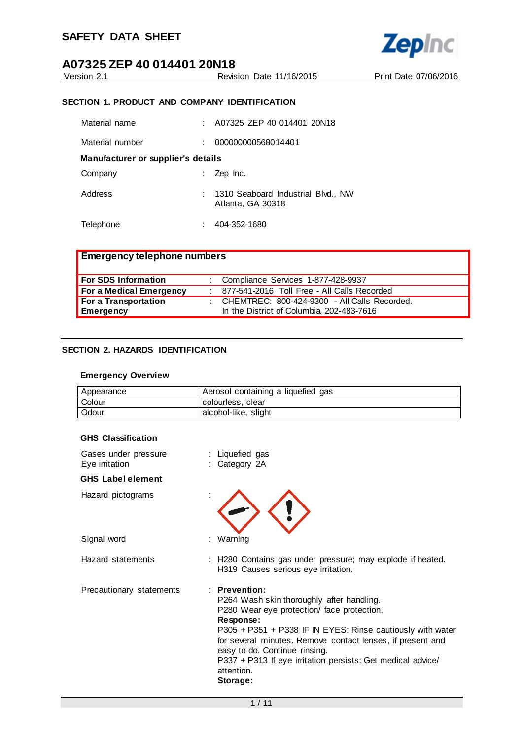# SAFETY DATA SHEET

# A07325 ZEP 40 014401 20N18

Version 2.1 | Revision Date 11/16/2015 | Print Date 07/06/2016

## SECTION 1. PRODUCT AND COMPANY IDENTIFICATION

Material name : A07325 ZEP 40 014401 20N18

Material number : 000000000568014401

**Manufacturer or supplier's details**

Company : Zep Inc.

Address : 1310 Seaboard Industrial Blvd., NW
Atlanta, GA 30318

Telephone : 404-352-1680

| Emergency telephone numbers | | |
|---|---|---|
| **For SDS Information** | : | Compliance Services 1-877-428-9937 |
| **For a Medical Emergency** | : | 877-541-2016 Toll Free - All Calls Recorded |
| **For a Transportation Emergency** | : | CHEMTREC: 800-424-9300 - All Calls Recorded. In the District of Columbia 202-483-7616 |

## SECTION 2. HAZARDS IDENTIFICATION

**Emergency Overview**

| Appearance | Aerosol containing a liquefied gas |
|---|---|
| Colour | colourless, clear |
| Odour | alcohol-like, slight |

**GHS Classification**

Gases under pressure : Liquefied gas
Eye irritation : Category 2A

**GHS Label element**

Hazard pictograms :

Signal word : Warning

Hazard statements : H280 Contains gas under pressure; may explode if heated.
H319 Causes serious eye irritation.

Precautionary statements : **Prevention:**
P264 Wash skin thoroughly after handling.
P280 Wear eye protection/ face protection.
**Response:**
P305 + P351 + P338 IF IN EYES: Rinse cautiously with water for several minutes. Remove contact lenses, if present and easy to do. Continue rinsing.
P337 + P313 If eye irritation persists: Get medical advice/ attention.
**Storage:**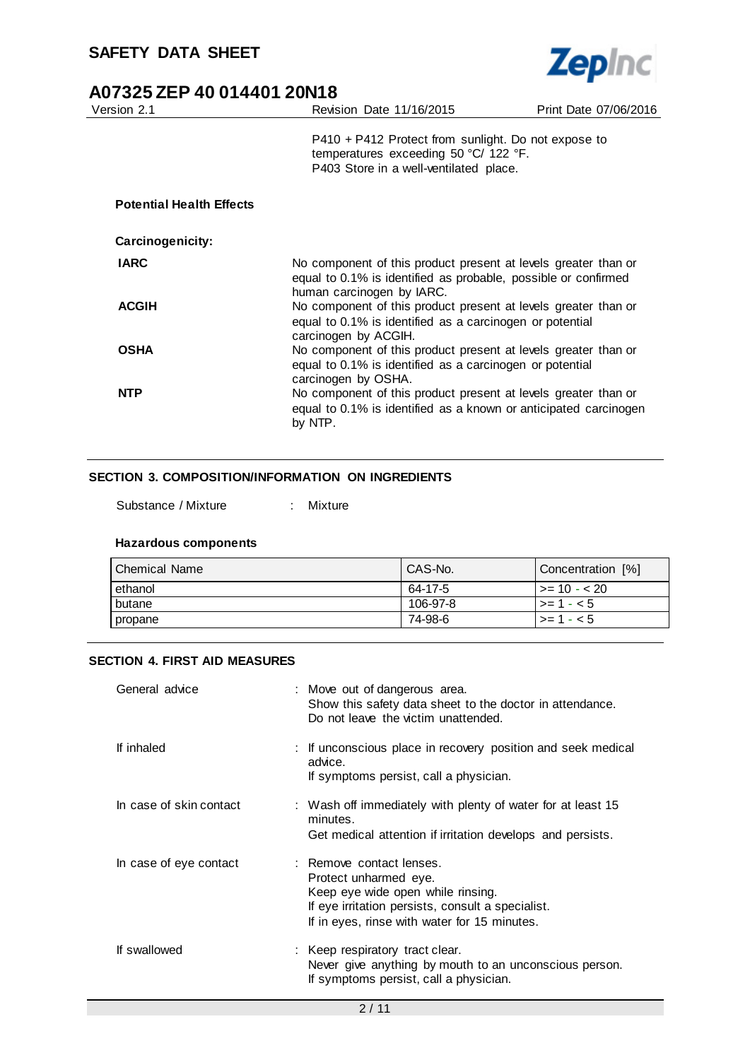P410 + P412 Protect from sunlight. Do not expose to temperatures exceeding 50 °C/ 122 °F.
P403 Store in a well-ventilated place.

**Potential Health Effects**

**Carcinogenicity:**

| | |
|---|---|
| **IARC** | No component of this product present at levels greater than or equal to 0.1% is identified as probable, possible or confirmed human carcinogen by IARC. |
| **ACGIH** | No component of this product present at levels greater than or equal to 0.1% is identified as a carcinogen or potential carcinogen by ACGIH. |
| **OSHA** | No component of this product present at levels greater than or equal to 0.1% is identified as a carcinogen or potential carcinogen by OSHA. |
| **NTP** | No component of this product present at levels greater than or equal to 0.1% is identified as a known or anticipated carcinogen by NTP. |

## SECTION 3. COMPOSITION/INFORMATION ON INGREDIENTS

Substance / Mixture : Mixture

**Hazardous components**

| Chemical Name | CAS-No. | Concentration [%] |
|---|---|---|
| ethanol | 64-17-5 | >= 10 - < 20 |
| butane | 106-97-8 | >= 1 - < 5 |
| propane | 74-98-6 | >= 1 - < 5 |

## SECTION 4. FIRST AID MEASURES

General advice : Move out of dangerous area.
Show this safety data sheet to the doctor in attendance.
Do not leave the victim unattended.

If inhaled : If unconscious place in recovery position and seek medical advice.
If symptoms persist, call a physician.

In case of skin contact : Wash off immediately with plenty of water for at least 15 minutes.
Get medical attention if irritation develops and persists.

In case of eye contact : Remove contact lenses.
Protect unharmed eye.
Keep eye wide open while rinsing.
If eye irritation persists, consult a specialist.
If in eyes, rinse with water for 15 minutes.

If swallowed : Keep respiratory tract clear.
Never give anything by mouth to an unconscious person.
If symptoms persist, call a physician.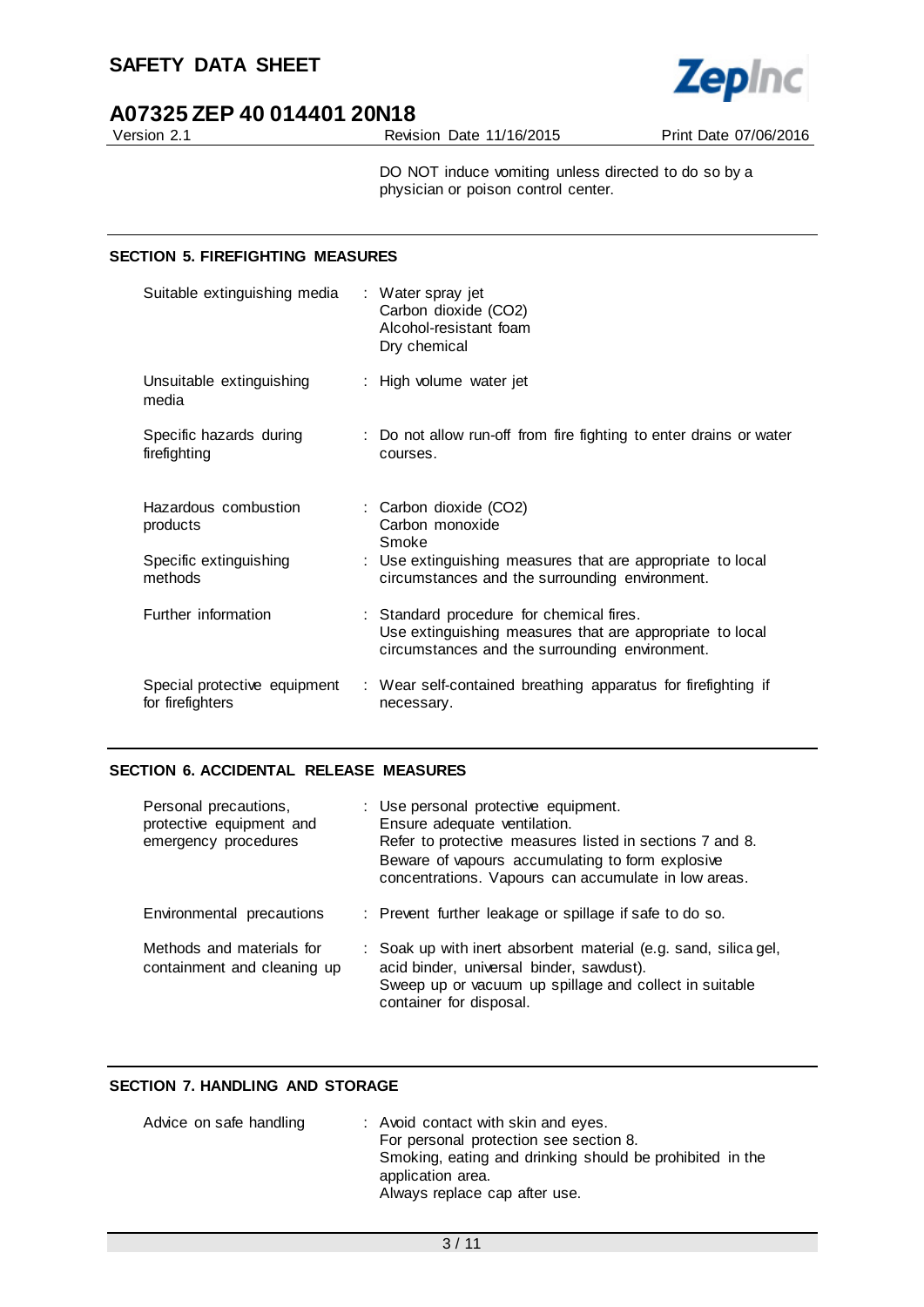DO NOT induce vomiting unless directed to do so by a physician or poison control center.

## SECTION 5. FIREFIGHTING MEASURES

| | |
|---|---|
| Suitable extinguishing media | : Water spray jet<br>Carbon dioxide ($CO_2$)<br>Alcohol-resistant foam<br>Dry chemical |
| Unsuitable extinguishing media | : High volume water jet |
| Specific hazards during firefighting | : Do not allow run-off from fire fighting to enter drains or water courses. |
| Hazardous combustion products | : Carbon dioxide ($CO_2$)<br>Carbon monoxide<br>Smoke |
| Specific extinguishing methods | : Use extinguishing measures that are appropriate to local circumstances and the surrounding environment. |
| Further information | : Standard procedure for chemical fires.<br>Use extinguishing measures that are appropriate to local circumstances and the surrounding environment. |
| Special protective equipment for firefighters | : Wear self-contained breathing apparatus for firefighting if necessary. |

## SECTION 6. ACCIDENTAL RELEASE MEASURES

| | |
|---|---|
| Personal precautions, protective equipment and emergency procedures | : Use personal protective equipment.<br>Ensure adequate ventilation.<br>Refer to protective measures listed in sections 7 and 8.<br>Beware of vapours accumulating to form explosive concentrations. Vapours can accumulate in low areas. |
| Environmental precautions | : Prevent further leakage or spillage if safe to do so. |
| Methods and materials for containment and cleaning up | : Soak up with inert absorbent material (e.g. sand, silica gel, acid binder, universal binder, sawdust).<br>Sweep up or vacuum up spillage and collect in suitable container for disposal. |

## SECTION 7. HANDLING AND STORAGE

| | |
|---|---|
| Advice on safe handling | : Avoid contact with skin and eyes.<br>For personal protection see section 8.<br>Smoking, eating and drinking should be prohibited in the application area.<br>Always replace cap after use. |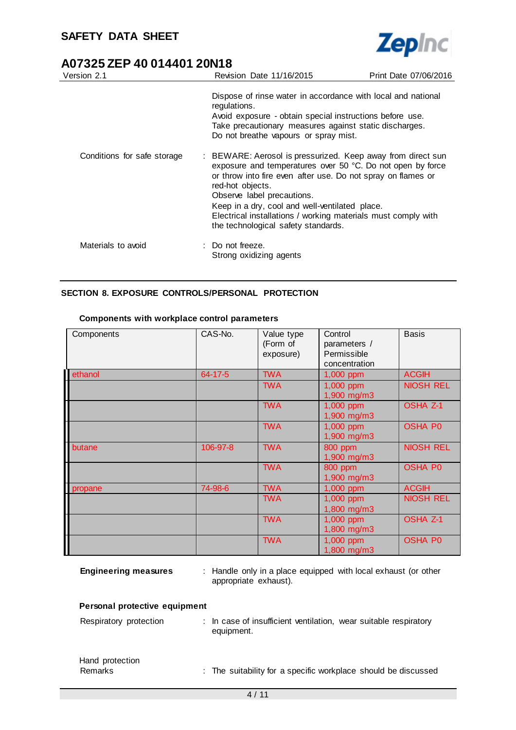Dispose of rinse water in accordance with local and national regulations.
Avoid exposure - obtain special instructions before use.
Take precautionary measures against static discharges.
Do not breathe vapours or spray mist.

Conditions for safe storage : BEWARE: Aerosol is pressurized. Keep away from direct sun exposure and temperatures over 50 °C. Do not open by force or throw into fire even after use. Do not spray on flames or red-hot objects.
Observe label precautions.
Keep in a dry, cool and well-ventilated place.
Electrical installations / working materials must comply with the technological safety standards.

Materials to avoid : Do not freeze.
Strong oxidizing agents

## SECTION 8. EXPOSURE CONTROLS/PERSONAL PROTECTION

### Components with workplace control parameters

| Components | CAS-No. | Value type (Form of exposure) | Control parameters / Permissible concentration | Basis |
|---|---|---|---|---|
| ethanol | 64-17-5 | TWA | 1,000 ppm | ACGIH |
| | | TWA | 1,000 ppm<br>1,900 mg/m3 | NIOSH REL |
| | | TWA | 1,000 ppm<br>1,900 mg/m3 | OSHA Z-1 |
| | | TWA | 1,000 ppm<br>1,900 mg/m3 | OSHA P0 |
| butane | 106-97-8 | TWA | 800 ppm<br>1,900 mg/m3 | NIOSH REL |
| | | TWA | 800 ppm<br>1,900 mg/m3 | OSHA P0 |
| propane | 74-98-6 | TWA | 1,000 ppm | ACGIH |
| | | TWA | 1,000 ppm<br>1,800 mg/m3 | NIOSH REL |
| | | TWA | 1,000 ppm<br>1,800 mg/m3 | OSHA Z-1 |
| | | TWA | 1,000 ppm<br>1,800 mg/m3 | OSHA P0 |

**Engineering measures** : Handle only in a place equipped with local exhaust (or other appropriate exhaust).

### Personal protective equipment

Respiratory protection : In case of insufficient ventilation, wear suitable respiratory equipment.

Hand protection
Remarks : The suitability for a specific workplace should be discussed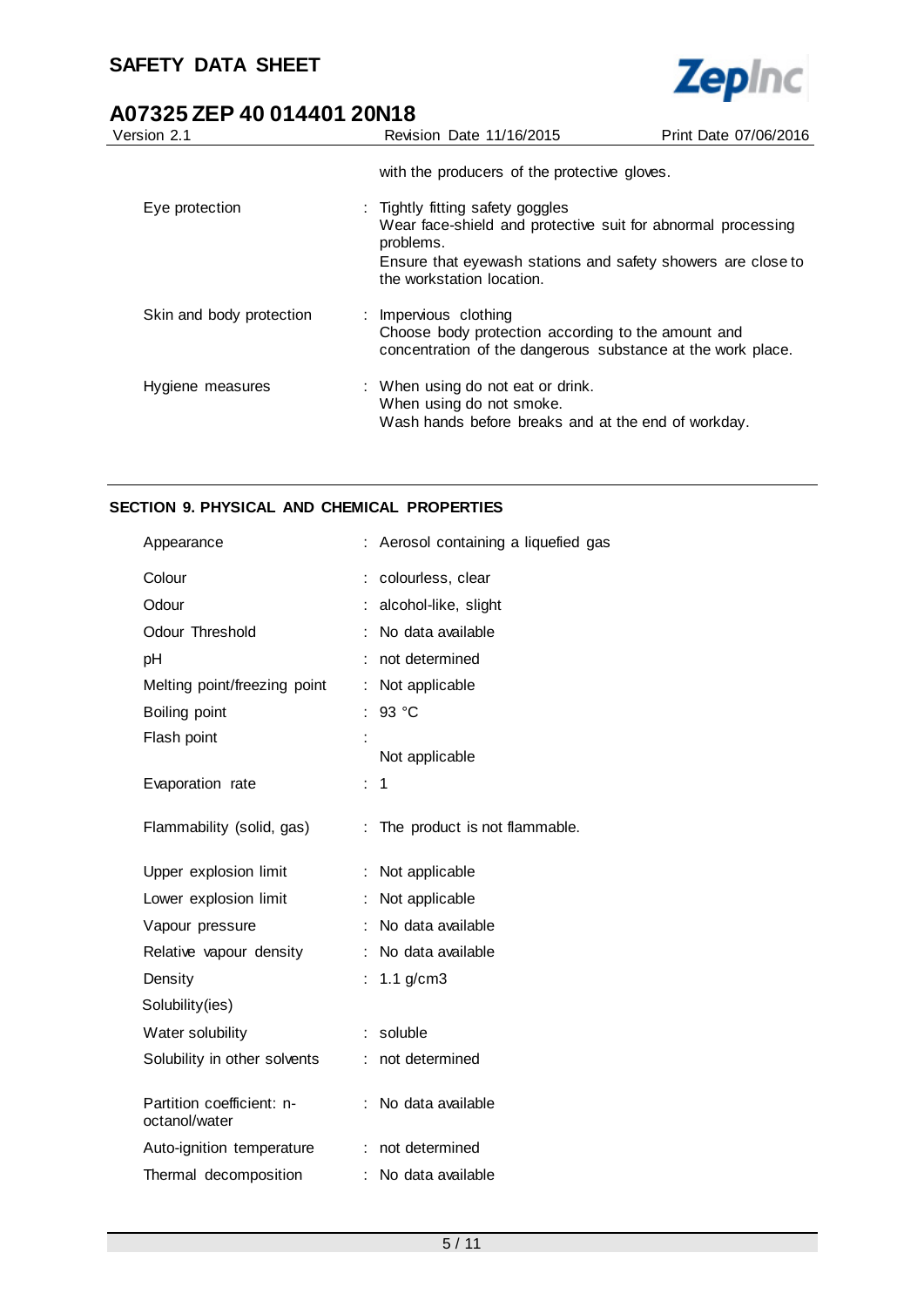| | |
|---|---|
| | with the producers of the protective gloves. |
| Eye protection | : Tightly fitting safety goggles<br>Wear face-shield and protective suit for abnormal processing problems.<br>Ensure that eyewash stations and safety showers are close to the workstation location. |
| Skin and body protection | : Impervious clothing<br>Choose body protection according to the amount and concentration of the dangerous substance at the work place. |
| Hygiene measures | : When using do not eat or drink.<br>When using do not smoke.<br>Wash hands before breaks and at the end of workday. |

## SECTION 9. PHYSICAL AND CHEMICAL PROPERTIES

| | |
|---|---|
| Appearance | : Aerosol containing a liquefied gas |
| Colour | : colourless, clear |
| Odour | : alcohol-like, slight |
| Odour Threshold | : No data available |
| pH | : not determined |
| Melting point/freezing point | : Not applicable |
| Boiling point | : 93 °C |
| Flash point | : Not applicable |
| Evaporation rate | : 1 |
| Flammability (solid, gas) | : The product is not flammable. |
| Upper explosion limit | : Not applicable |
| Lower explosion limit | : Not applicable |
| Vapour pressure | : No data available |
| Relative vapour density | : No data available |
| Density | : 1.1 g/cm3 |
| Solubility(ies) | |
| Water solubility | : soluble |
| Solubility in other solvents | : not determined |
| Partition coefficient: n-octanol/water | : No data available |
| Auto-ignition temperature | : not determined |
| Thermal decomposition | : No data available |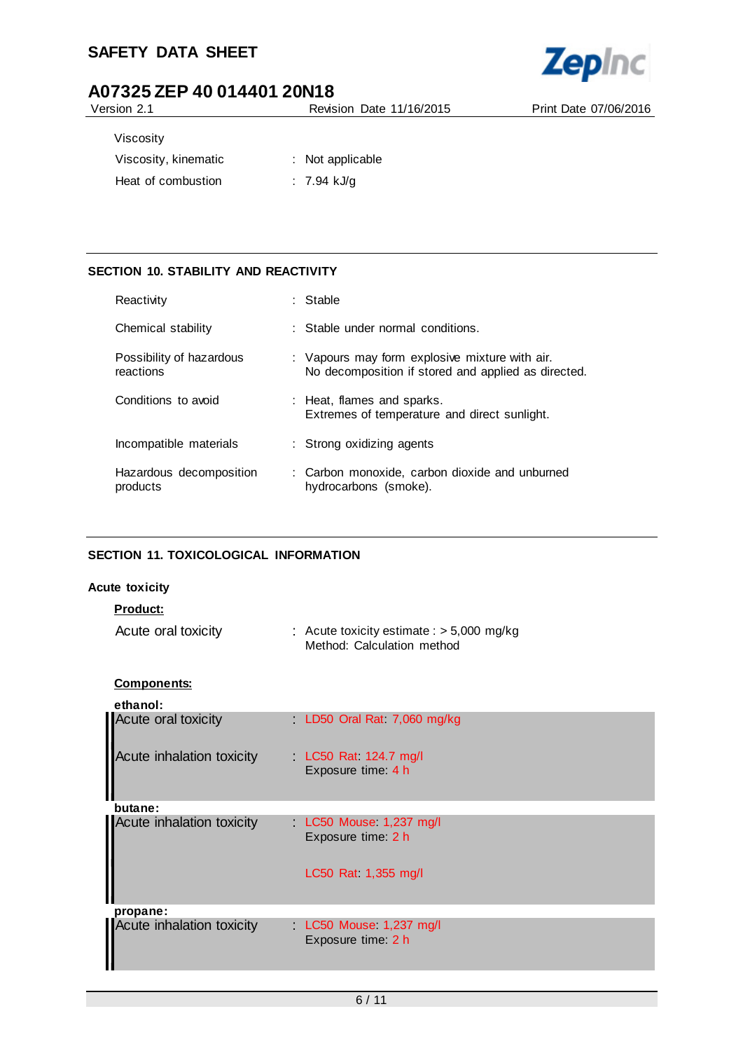| | | |
|---|---|---|
| Viscosity | | |
| Viscosity, kinematic | : | Not applicable |
| Heat of combustion | : | 7.94 kJ/g |

## SECTION 10. STABILITY AND REACTIVITY

| | | |
|---|---|---|
| Reactivity | : | Stable |
| Chemical stability | : | Stable under normal conditions. |
| Possibility of hazardous reactions | : | Vapours may form explosive mixture with air.<br>No decomposition if stored and applied as directed. |
| Conditions to avoid | : | Heat, flames and sparks.<br>Extremes of temperature and direct sunlight. |
| Incompatible materials | : | Strong oxidizing agents |
| Hazardous decomposition products | : | Carbon monoxide, carbon dioxide and unburned hydrocarbons (smoke). |

## SECTION 11. TOXICOLOGICAL INFORMATION

### Acute toxicity

**Product:**

| | | |
|---|---|---|
| Acute oral toxicity | : | Acute toxicity estimate : > 5,000 mg/kg<br>Method: Calculation method |

**Components:**

**ethanol:**

| | | |
|---|---|---|
| Acute oral toxicity | : | LD50 Oral Rat: 7,060 mg/kg |
| Acute inhalation toxicity | : | LC50 Rat: 124.7 mg/l<br>Exposure time: 4 h |

**butane:**

| | | |
|---|---|---|
| Acute inhalation toxicity | : | LC50 Mouse: 1,237 mg/l<br>Exposure time: 2 h<br><br>LC50 Rat: 1,355 mg/l |

**propane:**

| | | |
|---|---|---|
| Acute inhalation toxicity | : | LC50 Mouse: 1,237 mg/l<br>Exposure time: 2 h |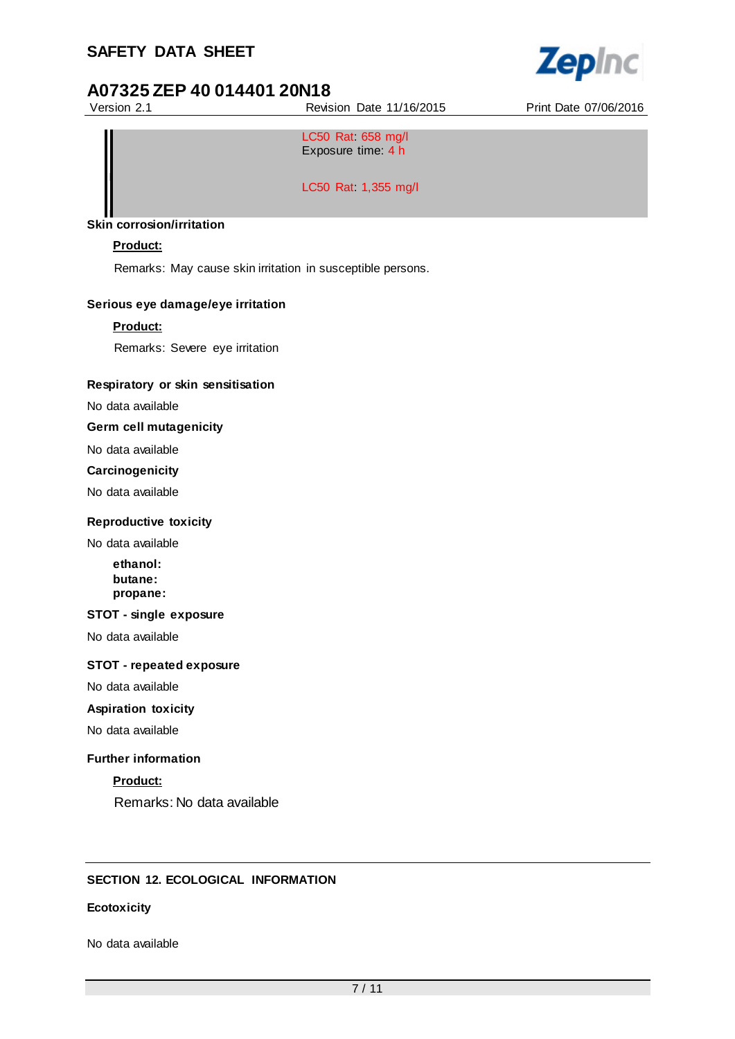LC50 Rat: 658 mg/l
Exposure time: 4 h

LC50 Rat: 1,355 mg/l

**Skin corrosion/irritation**

**Product:**

Remarks: May cause skin irritation in susceptible persons.

**Serious eye damage/eye irritation**

**Product:**

Remarks: Severe eye irritation

**Respiratory or skin sensitisation**

No data available

**Germ cell mutagenicity**

No data available

**Carcinogenicity**

No data available

**Reproductive toxicity**

No data available

**ethanol:**
**butane:**
**propane:**

**STOT - single exposure**

No data available

**STOT - repeated exposure**

No data available

**Aspiration toxicity**

No data available

**Further information**

**Product:**

Remarks: No data available

## SECTION 12. ECOLOGICAL INFORMATION

**Ecotoxicity**

No data available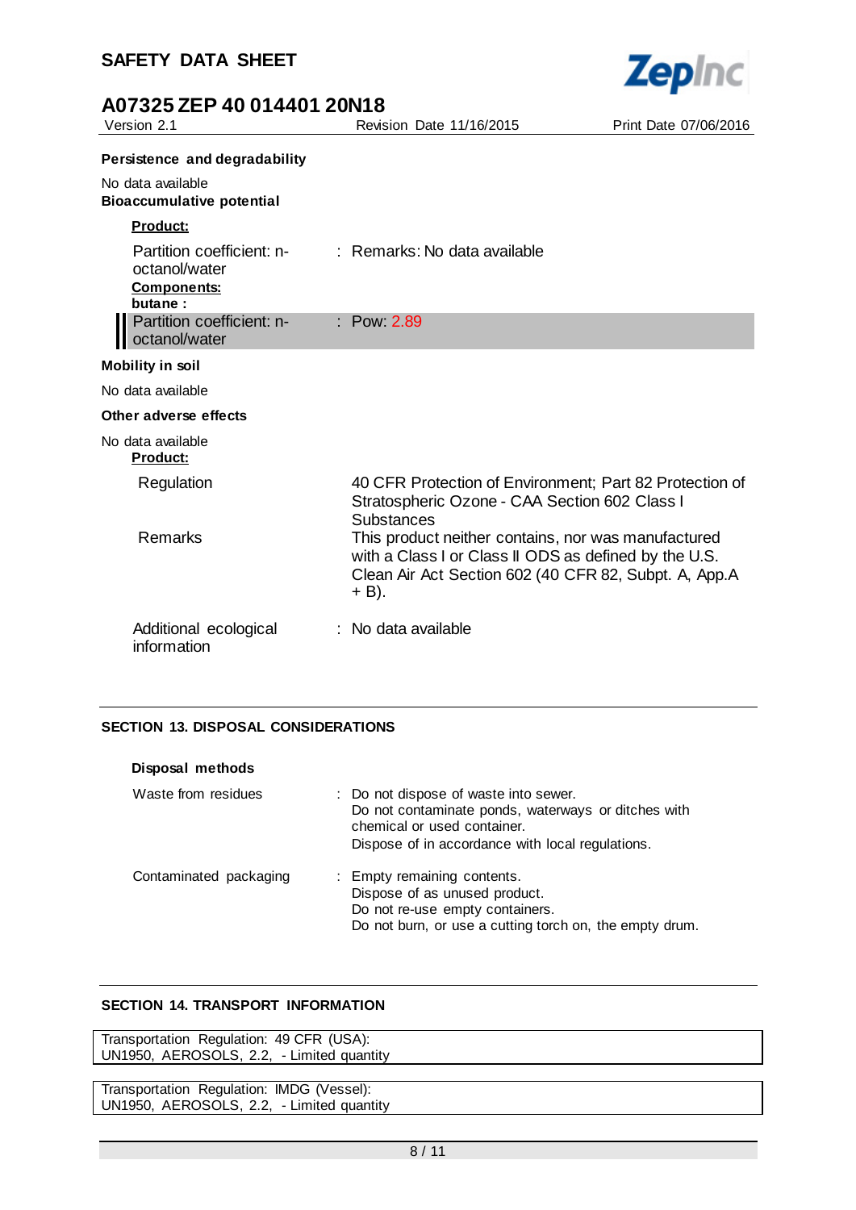**Persistence and degradability**

No data available

**Bioaccumulative potential**

**Product:**

| | |
|---|---|
| Partition coefficient: n-octanol/water | : Remarks: No data available |

**Components:**

**butane :**

| | |
|---|---|
| Partition coefficient: n-octanol/water | : Pow: 2.89 |

**Mobility in soil**

No data available

**Other adverse effects**

No data available

**Product:**

| | |
|---|---|
| Regulation | 40 CFR Protection of Environment; Part 82 Protection of Stratospheric Ozone - CAA Section 602 Class I Substances |
| Remarks | This product neither contains, nor was manufactured with a Class I or Class II ODS as defined by the U.S. Clean Air Act Section 602 (40 CFR 82, Subpt. A, App.A + B). |
| Additional ecological information | : No data available |

## SECTION 13. DISPOSAL CONSIDERATIONS

**Disposal methods**

| | |
|---|---|
| Waste from residues | : Do not dispose of waste into sewer.<br>Do not contaminate ponds, waterways or ditches with chemical or used container.<br>Dispose of in accordance with local regulations. |
| Contaminated packaging | : Empty remaining contents.<br>Dispose of as unused product.<br>Do not re-use empty containers.<br>Do not burn, or use a cutting torch on, the empty drum. |

## SECTION 14. TRANSPORT INFORMATION

Transportation Regulation: 49 CFR (USA):
UN1950, AEROSOLS, 2.2, - Limited quantity

Transportation Regulation: IMDG (Vessel):
UN1950, AEROSOLS, 2.2, - Limited quantity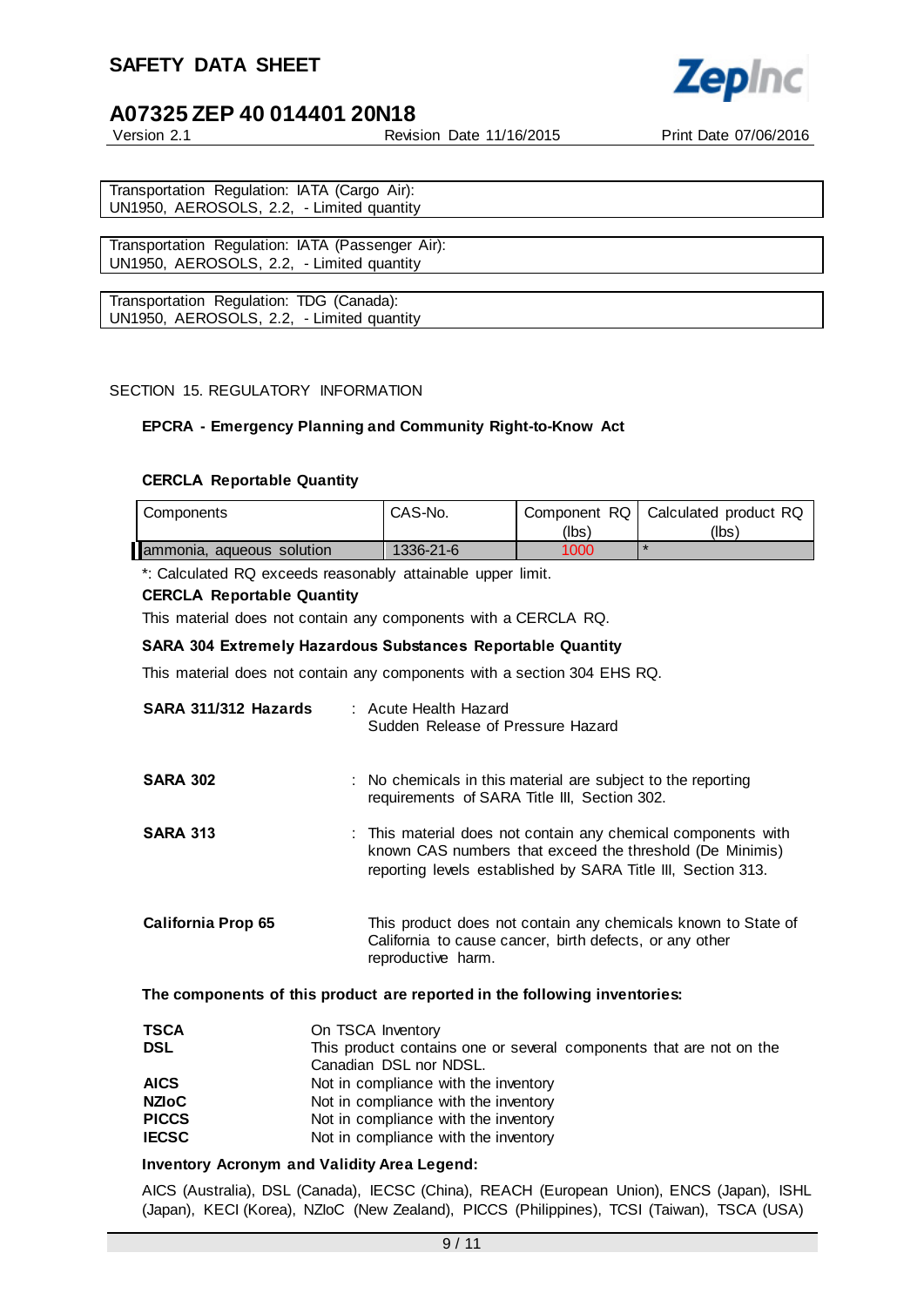Transportation Regulation: IATA (Cargo Air):
UN1950, AEROSOLS, 2.2, - Limited quantity

Transportation Regulation: IATA (Passenger Air):
UN1950, AEROSOLS, 2.2, - Limited quantity

Transportation Regulation: TDG (Canada):
UN1950, AEROSOLS, 2.2, - Limited quantity

## SECTION 15. REGULATORY INFORMATION

**EPCRA - Emergency Planning and Community Right-to-Know Act**

**CERCLA Reportable Quantity**

| Components | CAS-No. | Component RQ (lbs) | Calculated product RQ (lbs) |
|---|---|---|---|
| ammonia, aqueous solution | 1336-21-6 | 1000 | * |

*: Calculated RQ exceeds reasonably attainable upper limit.

**CERCLA Reportable Quantity**

This material does not contain any components with a CERCLA RQ.

**SARA 304 Extremely Hazardous Substances Reportable Quantity**

This material does not contain any components with a section 304 EHS RQ.

**SARA 311/312 Hazards** : Acute Health Hazard
Sudden Release of Pressure Hazard

**SARA 302** : No chemicals in this material are subject to the reporting requirements of SARA Title III, Section 302.

**SARA 313** : This material does not contain any chemical components with known CAS numbers that exceed the threshold (De Minimis) reporting levels established by SARA Title III, Section 313.

**California Prop 65** This product does not contain any chemicals known to State of California to cause cancer, birth defects, or any other reproductive harm.

**The components of this product are reported in the following inventories:**

**TSCA** On TSCA Inventory

**DSL** This product contains one or several components that are not on the Canadian DSL nor NDSL.

**AICS** Not in compliance with the inventory

**NZIoC** Not in compliance with the inventory

**PICCS** Not in compliance with the inventory

**IECSC** Not in compliance with the inventory

**Inventory Acronym and Validity Area Legend:**

AICS (Australia), DSL (Canada), IECSC (China), REACH (European Union), ENCS (Japan), ISHL (Japan), KECI (Korea), NZIoC (New Zealand), PICCS (Philippines), TCSI (Taiwan), TSCA (USA)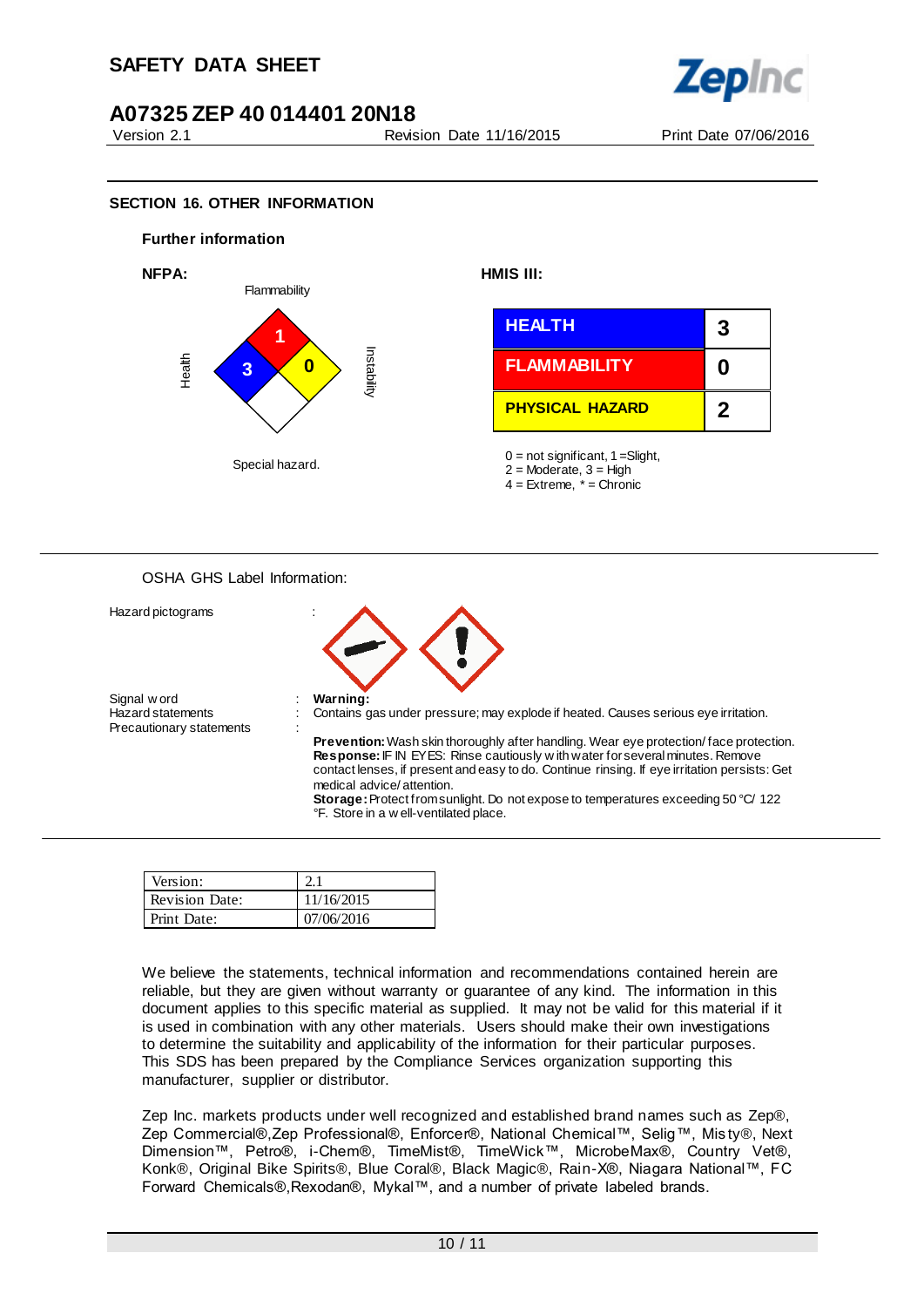## SECTION 16. OTHER INFORMATION

### Further information

**NFPA:**

Flammability: 1
Health: 3
Instability: 0
Special hazard.

**HMIS III:**

| HEALTH | 3 |
|---|---|
| FLAMMABILITY | 0 |
| PHYSICAL HAZARD | 2 |

0 = not significant, 1 =Slight,
2 = Moderate, 3 = High
4 = Extreme, * = Chronic

OSHA GHS Label Information:

Hazard pictograms :

Signal word : **Warning:**

Hazard statements : Contains gas under pressure; may explode if heated. Causes serious eye irritation.

Precautionary statements :

**Prevention:** Wash skin thoroughly after handling. Wear eye protection/ face protection.
**Response:** IF IN EYES: Rinse cautiously with water for several minutes. Remove contact lenses, if present and easy to do. Continue rinsing. If eye irritation persists: Get medical advice/ attention.
**Storage:** Protect from sunlight. Do not expose to temperatures exceeding 50 °C/ 122 °F. Store in a well-ventilated place.

| Version: | 2.1 |
|---|---|
| Revision Date: | 11/16/2015 |
| Print Date: | 07/06/2016 |

We believe the statements, technical information and recommendations contained herein are reliable, but they are given without warranty or guarantee of any kind. The information in this document applies to this specific material as supplied. It may not be valid for this material if it is used in combination with any other materials. Users should make their own investigations to determine the suitability and applicability of the information for their particular purposes. This SDS has been prepared by the Compliance Services organization supporting this manufacturer, supplier or distributor.

Zep Inc. markets products under well recognized and established brand names such as Zep®, Zep Commercial®,Zep Professional®, Enforcer®, National Chemical™, Selig™, Misty®, Next Dimension™, Petro®, i-Chem®, TimeMist®, TimeWick™, MicrobeMax®, Country Vet®, Konk®, Original Bike Spirits®, Blue Coral®, Black Magic®, Rain-X®, Niagara National™, FC Forward Chemicals®,Rexodan®, Mykal™, and a number of private labeled brands.